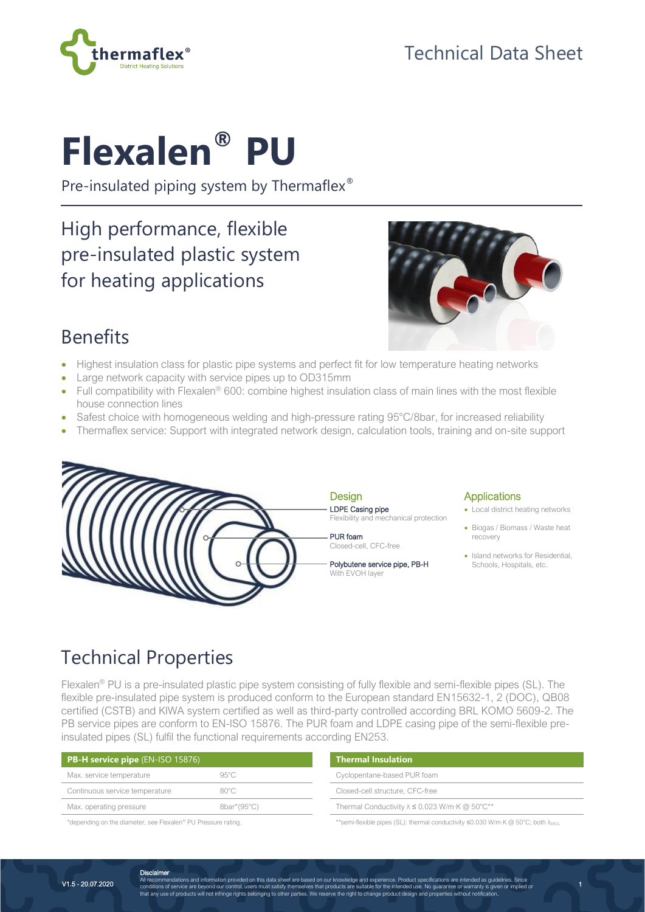Technical Data Sheet

# Flexalen® PU

Pre-insulated piping system by Thermaflex®

## High performance, flexible pre-insulated plastic system for heating applications

## Benefits

- Highest insulation class for plastic pipe systems and perfect fit for low temperature heating networks
- Large network capacity with service pipes up to OD315mm
- Full compatibility with Flexalen® 600: combine highest insulation class of main lines with the most flexible house connection lines
- Safest choice with homogeneous welding and high-pressure rating 95°C/8bar, for increased reliability
- Thermaflex service: Support with integrated network design, calculation tools, training and on-site support

### Design

**LDPE Casing pipe**
Flexibility and mechanical protection

**PUR foam**
Closed-cell, CFC-free

**Polybutene service pipe, PB-H**
With EVOH layer

### Applications

- Local district heating networks
- Biogas / Biomass / Waste heat recovery
- Island networks for Residential, Schools, Hospitals, etc.

## Technical Properties

Flexalen® PU is a pre-insulated plastic pipe system consisting of fully flexible and semi-flexible pipes (SL). The flexible pre-insulated pipe system is produced conform to the European standard EN15632-1, 2 (DOC), QB08 certified (CSTB) and KIWA system certified as well as third-party controlled according BRL KOMO 5609-2. The PB service pipes are conform to EN-ISO 15876. The PUR foam and LDPE casing pipe of the semi-flexible pre-insulated pipes (SL) fulfil the functional requirements according EN253.

| **PB-H service pipe** (EN-ISO 15876) | |
|---|---|
| Max. service temperature | 95°C |
| Continuous service temperature | 80°C |
| Max. operating pressure | 8bar*(95°C) |

*depending on the diameter, see Flexalen® PU Pressure rating.

| **Thermal Insulation** |
|---|
| Cyclopentane-based PUR foam |
| Closed-cell structure, CFC-free |
| Thermal Conductivity $\lambda \leq 0.023$ W/m·K @ 50°C** |

**semi-flexible pipes (SL): thermal conductivity ≤0.030 W/m·K @ 50°C; both $\lambda_{DECL}$

**Disclaimer**
All recommendations and information provided on this data sheet are based on our knowledge and experience. Product specifications are intended as guidelines. Since conditions of service are beyond our control, users must satisfy themselves that products are suitable for the intended use. No guarantee or warranty is given or implied or that any use of products will not infringe rights belonging to other parties. We reserve the right to change product design and properties without notification.

V1.5 - 20.07.2020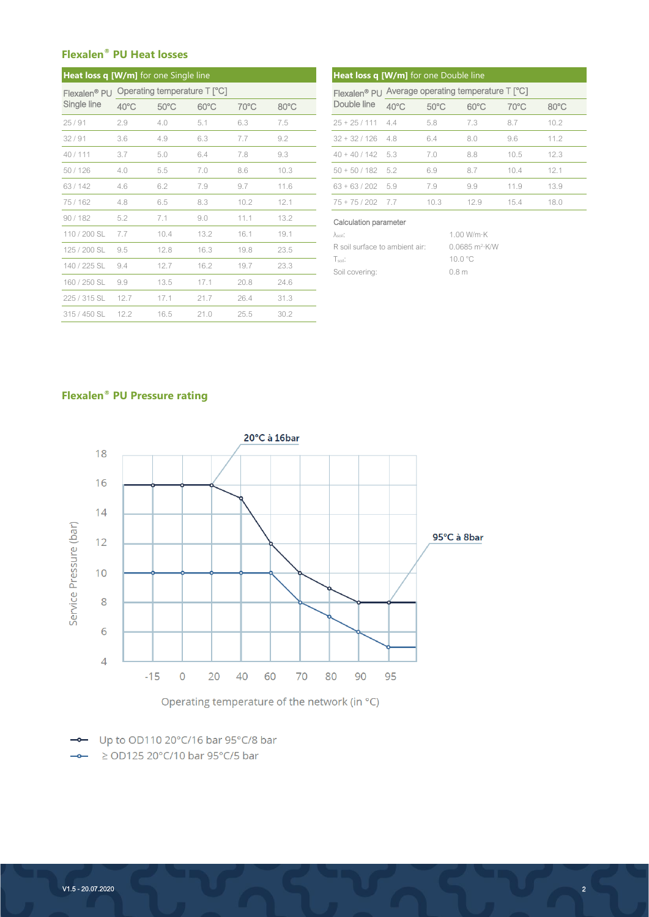## Flexalen® PU Heat losses

**Heat loss q [W/m]** for one Single line

| Flexalen® PU Single line | Operating temperature T [°C] | | | | |
|---|---|---|---|---|---|
| | 40°C | 50°C | 60°C | 70°C | 80°C |
| 25 / 91 | 2.9 | 4.0 | 5.1 | 6.3 | 7.5 |
| 32 / 91 | 3.6 | 4.9 | 6.3 | 7.7 | 9.2 |
| 40 / 111 | 3.7 | 5.0 | 6.4 | 7.8 | 9.3 |
| 50 / 126 | 4.0 | 5.5 | 7.0 | 8.6 | 10.3 |
| 63 / 142 | 4.6 | 6.2 | 7.9 | 9.7 | 11.6 |
| 75 / 162 | 4.8 | 6.5 | 8.3 | 10.2 | 12.1 |
| 90 / 182 | 5.2 | 7.1 | 9.0 | 11.1 | 13.2 |
| 110 / 200 SL | 7.7 | 10.4 | 13.2 | 16.1 | 19.1 |
| 125 / 200 SL | 9.5 | 12.8 | 16.3 | 19.8 | 23.5 |
| 140 / 225 SL | 9.4 | 12.7 | 16.2 | 19.7 | 23.3 |
| 160 / 250 SL | 9.9 | 13.5 | 17.1 | 20.8 | 24.6 |
| 225 / 315 SL | 12.7 | 17.1 | 21.7 | 26.4 | 31.3 |
| 315 / 450 SL | 12.2 | 16.5 | 21.0 | 25.5 | 30.2 |

**Heat loss q [W/m]** for one Double line

| Flexalen® PU Double line | Average operating temperature T [°C] | | | | |
|---|---|---|---|---|---|
| | 40°C | 50°C | 60°C | 70°C | 80°C |
| 25 + 25 / 111 | 4.4 | 5.8 | 7.3 | 8.7 | 10.2 |
| 32 + 32 / 126 | 4.8 | 6.4 | 8.0 | 9.6 | 11.2 |
| 40 + 40 / 142 | 5.3 | 7.0 | 8.8 | 10.5 | 12.3 |
| 50 + 50 / 182 | 5.2 | 6.9 | 8.7 | 10.4 | 12.1 |
| 63 + 63 / 202 | 5.9 | 7.9 | 9.9 | 11.9 | 13.9 |
| 75 + 75 / 202 | 7.7 | 10.3 | 12.9 | 15.4 | 18.0 |

Calculation parameter

| | |
|---|---|
| $\lambda_{soil}$: | 1.00 W/m·K |
| R soil surface to ambient air: | 0.0685 m²·K/W |
| $T_{soil}$: | 10.0 °C |
| Soil covering: | 0.8 m |

## Flexalen® PU Pressure rating

20°C à 16bar

95°C à 8bar

Service Pressure (bar)

Operating temperature of the network (in °C)

- Up to OD110 20°C/16 bar 95°C/8 bar
- ≥ OD125 20°C/10 bar 95°C/5 bar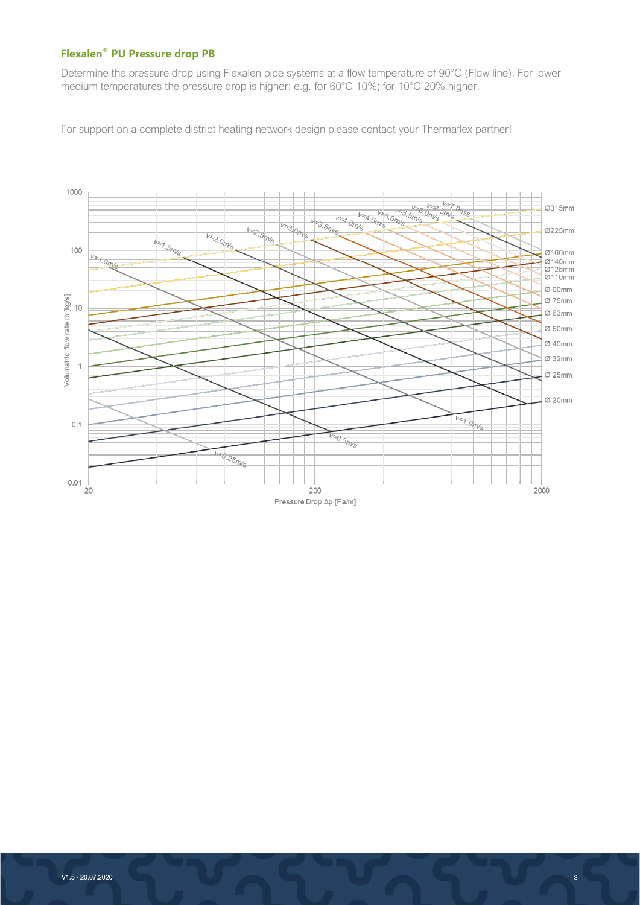### Flexalen® PU Pressure drop PB

Determine the pressure drop using Flexalen pipe systems at a flow temperature of 90°C (Flow line). For lower medium temperatures the pressure drop is higher: e.g. for 60°C 10%; for 10°C 20% higher.

For support on a complete district heating network design please contact your Thermaflex partner!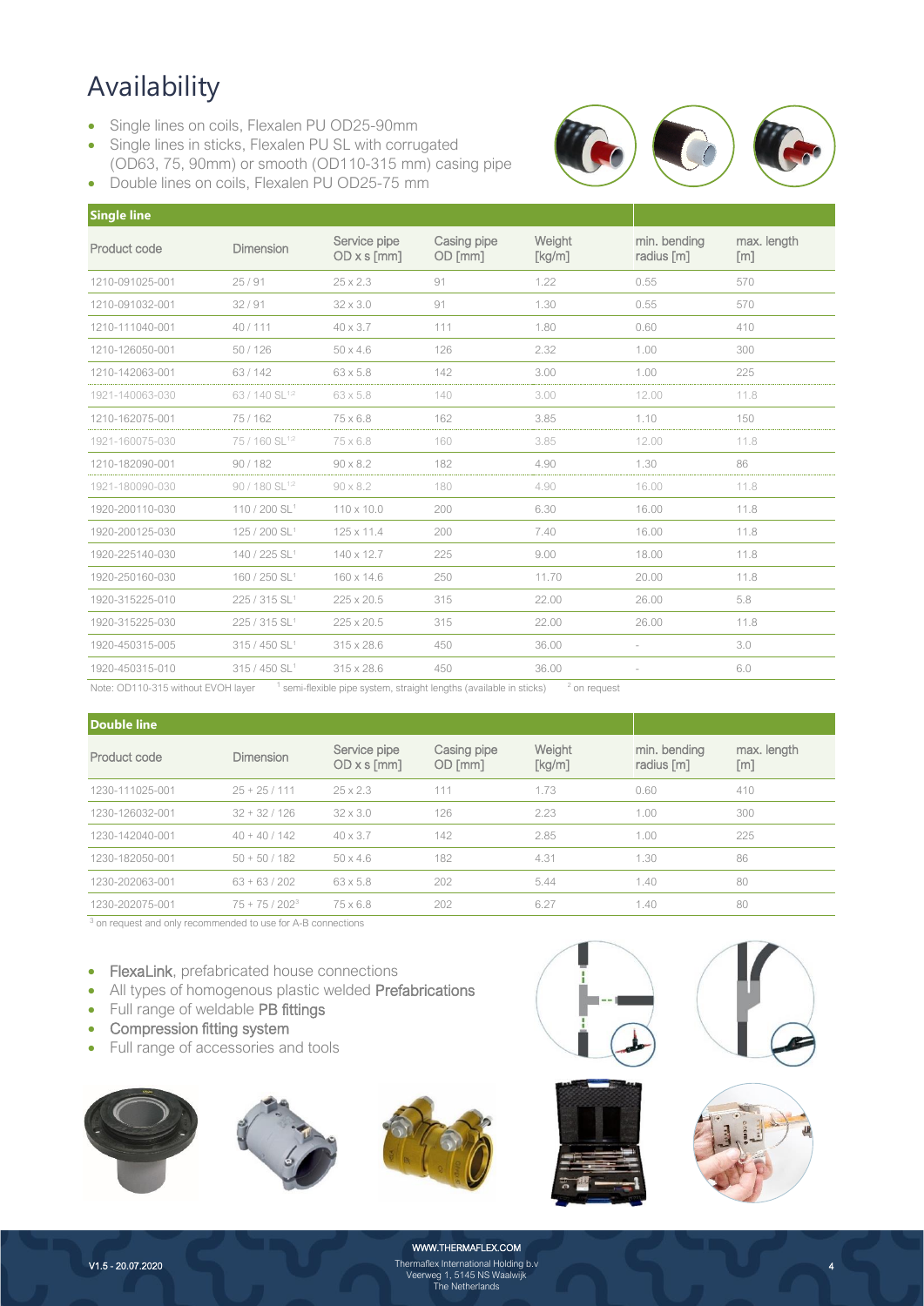# Availability

- Single lines on coils, Flexalen PU OD25-90mm
- Single lines in sticks, Flexalen PU SL with corrugated (OD63, 75, 90mm) or smooth (OD110-315 mm) casing pipe
- Double lines on coils, Flexalen PU OD25-75 mm

| Single line | | | | | | |
|---|---|---|---|---|---|---|
| Product code | Dimension | Service pipe OD x s [mm] | Casing pipe OD [mm] | Weight [kg/m] | min. bending radius [m] | max. length [m] |
| 1210-091025-001 | 25 / 91 | 25 x 2.3 | 91 | 1.22 | 0.55 | 570 |
| 1210-091032-001 | 32 / 91 | 32 x 3.0 | 91 | 1.30 | 0.55 | 570 |
| 1210-111040-001 | 40 / 111 | 40 x 3.7 | 111 | 1.80 | 0.60 | 410 |
| 1210-126050-001 | 50 / 126 | 50 x 4.6 | 126 | 2.32 | 1.00 | 300 |
| 1210-142063-001 | 63 / 142 | 63 x 5.8 | 142 | 3.00 | 1.00 | 225 |
| 1921-140063-030 | 63 / 140 SL[1,2] | 63 x 5.8 | 140 | 3.00 | 12.00 | 11.8 |
| 1210-162075-001 | 75 / 162 | 75 x 6.8 | 162 | 3.85 | 1.10 | 150 |
| 1921-160075-030 | 75 / 160 SL[1,2] | 75 x 6.8 | 160 | 3.85 | 12.00 | 11.8 |
| 1210-182090-001 | 90 / 182 | 90 x 8.2 | 182 | 4.90 | 1.30 | 86 |
| 1921-180090-030 | 90 / 180 SL[1,2] | 90 x 8.2 | 180 | 4.90 | 16.00 | 11.8 |
| 1920-200110-030 | 110 / 200 SL[1] | 110 x 10.0 | 200 | 6.30 | 16.00 | 11.8 |
| 1920-200125-030 | 125 / 200 SL[1] | 125 x 11.4 | 200 | 7.40 | 16.00 | 11.8 |
| 1920-225140-030 | 140 / 225 SL[1] | 140 x 12.7 | 225 | 9.00 | 18.00 | 11.8 |
| 1920-250160-030 | 160 / 250 SL[1] | 160 x 14.6 | 250 | 11.70 | 20.00 | 11.8 |
| 1920-315225-010 | 225 / 315 SL[1] | 225 x 20.5 | 315 | 22.00 | 26.00 | 5.8 |
| 1920-315225-030 | 225 / 315 SL[1] | 225 x 20.5 | 315 | 22.00 | 26.00 | 11.8 |
| 1920-450315-005 | 315 / 450 SL[1] | 315 x 28.6 | 450 | 36.00 | - | 3.0 |
| 1920-450315-010 | 315 / 450 SL[1] | 315 x 28.6 | 450 | 36.00 | - | 6.0 |

Note: OD110-315 without EVOH layer [1] semi-flexible pipe system, straight lengths (available in sticks) [2] on request

| Double line | | | | | | |
|---|---|---|---|---|---|---|
| Product code | Dimension | Service pipe OD x s [mm] | Casing pipe OD [mm] | Weight [kg/m] | min. bending radius [m] | max. length [m] |
| 1230-111025-001 | 25 + 25 / 111 | 25 x 2.3 | 111 | 1.73 | 0.60 | 410 |
| 1230-126032-001 | 32 + 32 / 126 | 32 x 3.0 | 126 | 2.23 | 1.00 | 300 |
| 1230-142040-001 | 40 + 40 / 142 | 40 x 3.7 | 142 | 2.85 | 1.00 | 225 |
| 1230-182050-001 | 50 + 50 / 182 | 50 x 4.6 | 182 | 4.31 | 1.30 | 86 |
| 1230-202063-001 | 63 + 63 / 202 | 63 x 5.8 | 202 | 5.44 | 1.40 | 80 |
| 1230-202075-001 | 75 + 75 / 202[3] | 75 x 6.8 | 202 | 6.27 | 1.40 | 80 |

[3] on request and only recommended to use for A-B connections

- **FlexaLink**, prefabricated house connections
- All types of homogenous plastic welded **Prefabrications**
- Full range of weldable **PB fittings**
- **Compression fitting system**
- Full range of accessories and tools